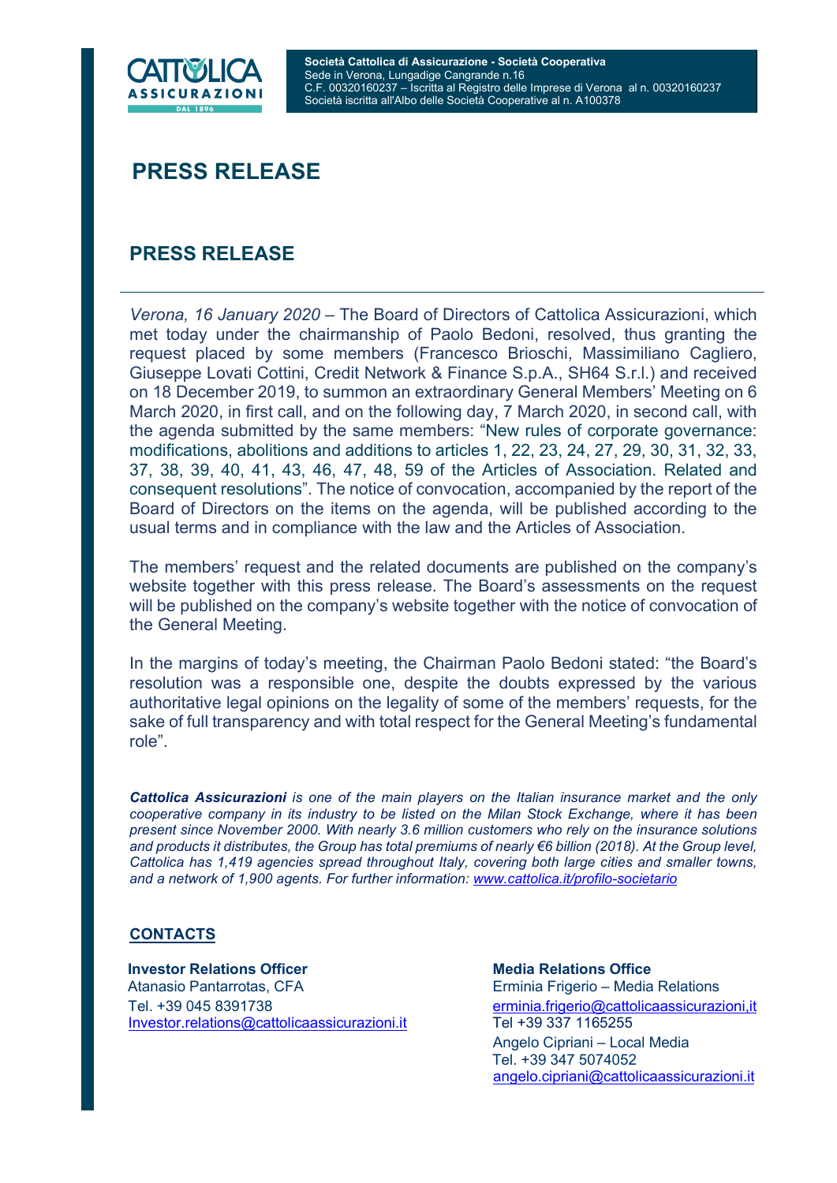Società Cattolica di Assicurazione - Società Cooperativa
Sede in Verona, Lungadige Cangrande n.16
C.F. 00320160237 – Iscritta al Registro delle Imprese di Verona al n. 00320160237
Società iscritta all'Albo delle Società Cooperative al n. A100378

# PRESS RELEASE

## PRESS RELEASE

*Verona, 16 January 2020* – The Board of Directors of Cattolica Assicurazioni, which met today under the chairmanship of Paolo Bedoni, resolved, thus granting the request placed by some members (Francesco Brioschi, Massimiliano Cagliero, Giuseppe Lovati Cottini, Credit Network & Finance S.p.A., SH64 S.r.l.) and received on 18 December 2019, to summon an extraordinary General Members' Meeting on 6 March 2020, in first call, and on the following day, 7 March 2020, in second call, with the agenda submitted by the same members: "New rules of corporate governance: modifications, abolitions and additions to articles 1, 22, 23, 24, 27, 29, 30, 31, 32, 33, 37, 38, 39, 40, 41, 43, 46, 47, 48, 59 of the Articles of Association. Related and consequent resolutions". The notice of convocation, accompanied by the report of the Board of Directors on the items on the agenda, will be published according to the usual terms and in compliance with the law and the Articles of Association.

The members' request and the related documents are published on the company's website together with this press release. The Board's assessments on the request will be published on the company's website together with the notice of convocation of the General Meeting.

In the margins of today's meeting, the Chairman Paolo Bedoni stated: "the Board's resolution was a responsible one, despite the doubts expressed by the various authoritative legal opinions on the legality of some of the members' requests, for the sake of full transparency and with total respect for the General Meeting's fundamental role".

***Cattolica Assicurazioni** is one of the main players on the Italian insurance market and the only cooperative company in its industry to be listed on the Milan Stock Exchange, where it has been present since November 2000. With nearly 3.6 million customers who rely on the insurance solutions and products it distributes, the Group has total premiums of nearly €6 billion (2018). At the Group level, Cattolica has 1,419 agencies spread throughout Italy, covering both large cities and smaller towns, and a network of 1,900 agents. For further information: www.cattolica.it/profilo-societario*

**CONTACTS**

**Investor Relations Officer**
Atanasio Pantarrotas, CFA
Tel. +39 045 8391738
Investor.relations@cattolicaassicurazioni.it

**Media Relations Office**
Erminia Frigerio – Media Relations
erminia.frigerio@cattolicaassicurazioni,it
Tel +39 337 1165255
Angelo Cipriani – Local Media
Tel. +39 347 5074052
angelo.cipriani@cattolicaassicurazioni.it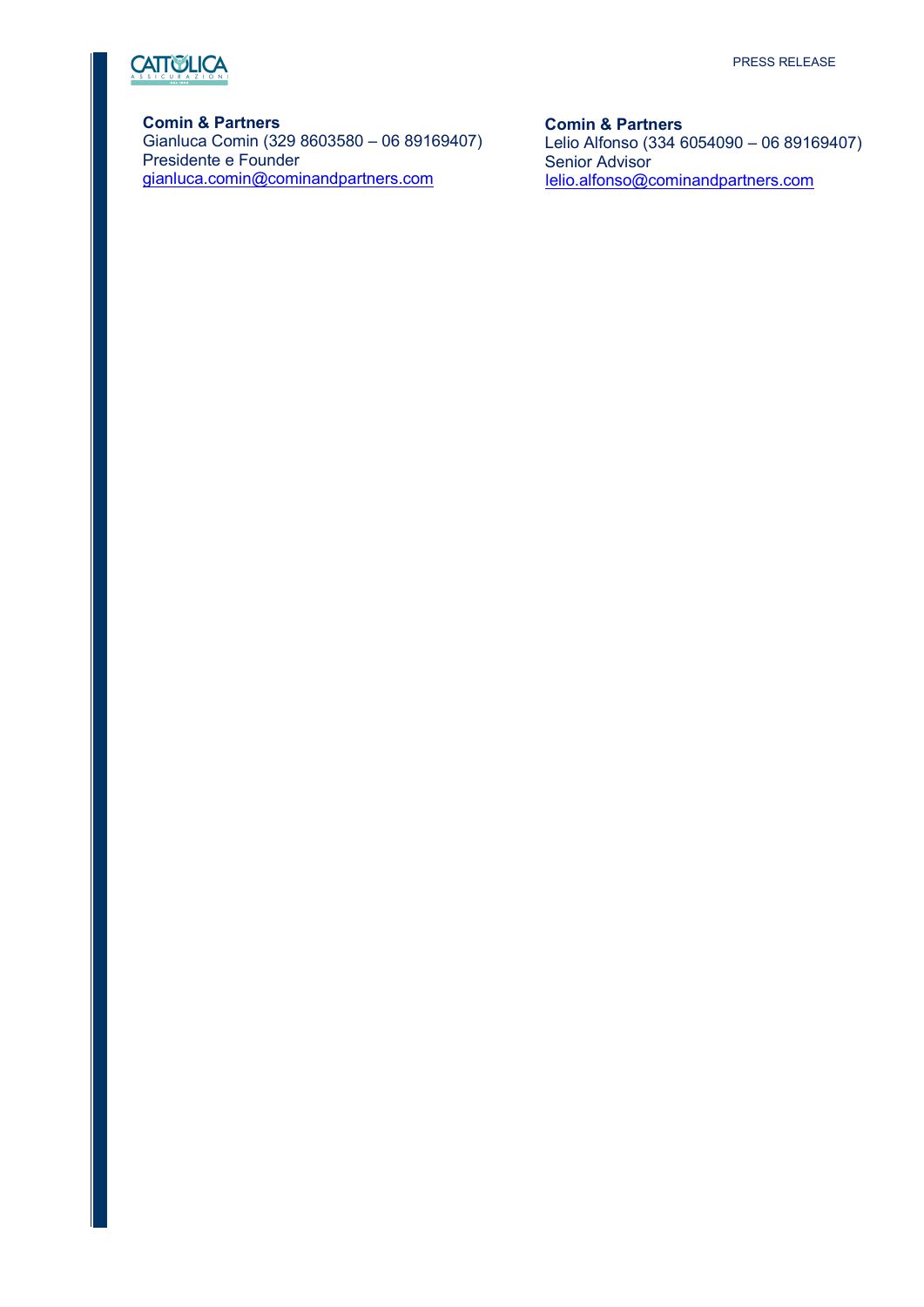**Comin & Partners**
Gianluca Comin (329 8603580 – 06 89169407)
Presidente e Founder
gianluca.comin@cominandpartners.com

**Comin & Partners**
Lelio Alfonso (334 6054090 – 06 89169407)
Senior Advisor
lelio.alfonso@cominandpartners.com